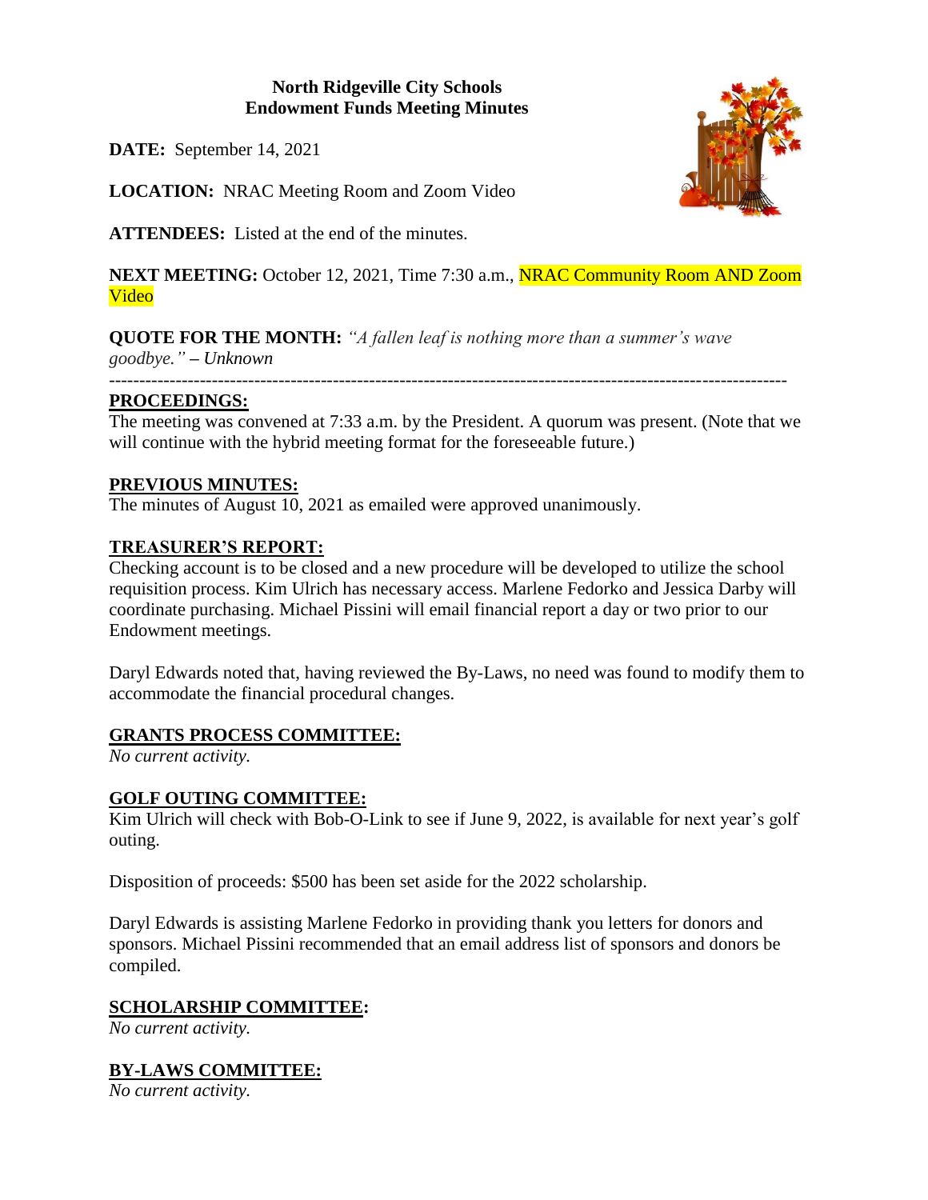**North Ridgeville City Schools**
**Endowment Funds Meeting Minutes**

**DATE:** September 14, 2021

**LOCATION:** NRAC Meeting Room and Zoom Video

**ATTENDEES:** Listed at the end of the minutes.

**NEXT MEETING:** October 12, 2021, Time 7:30 a.m., NRAC Community Room AND Zoom Video

**QUOTE FOR THE MONTH:** *"A fallen leaf is nothing more than a summer's wave goodbye." – Unknown*

---

## PROCEEDINGS:

The meeting was convened at 7:33 a.m. by the President. A quorum was present. (Note that we will continue with the hybrid meeting format for the foreseeable future.)

## PREVIOUS MINUTES:

The minutes of August 10, 2021 as emailed were approved unanimously.

## TREASURER'S REPORT:

Checking account is to be closed and a new procedure will be developed to utilize the school requisition process. Kim Ulrich has necessary access. Marlene Fedorko and Jessica Darby will coordinate purchasing. Michael Pissini will email financial report a day or two prior to our Endowment meetings.

Daryl Edwards noted that, having reviewed the By-Laws, no need was found to modify them to accommodate the financial procedural changes.

## GRANTS PROCESS COMMITTEE:

*No current activity.*

## GOLF OUTING COMMITTEE:

Kim Ulrich will check with Bob-O-Link to see if June 9, 2022, is available for next year's golf outing.

Disposition of proceeds: $500 has been set aside for the 2022 scholarship.

Daryl Edwards is assisting Marlene Fedorko in providing thank you letters for donors and sponsors. Michael Pissini recommended that an email address list of sponsors and donors be compiled.

## SCHOLARSHIP COMMITTEE:

*No current activity.*

## BY-LAWS COMMITTEE:

*No current activity.*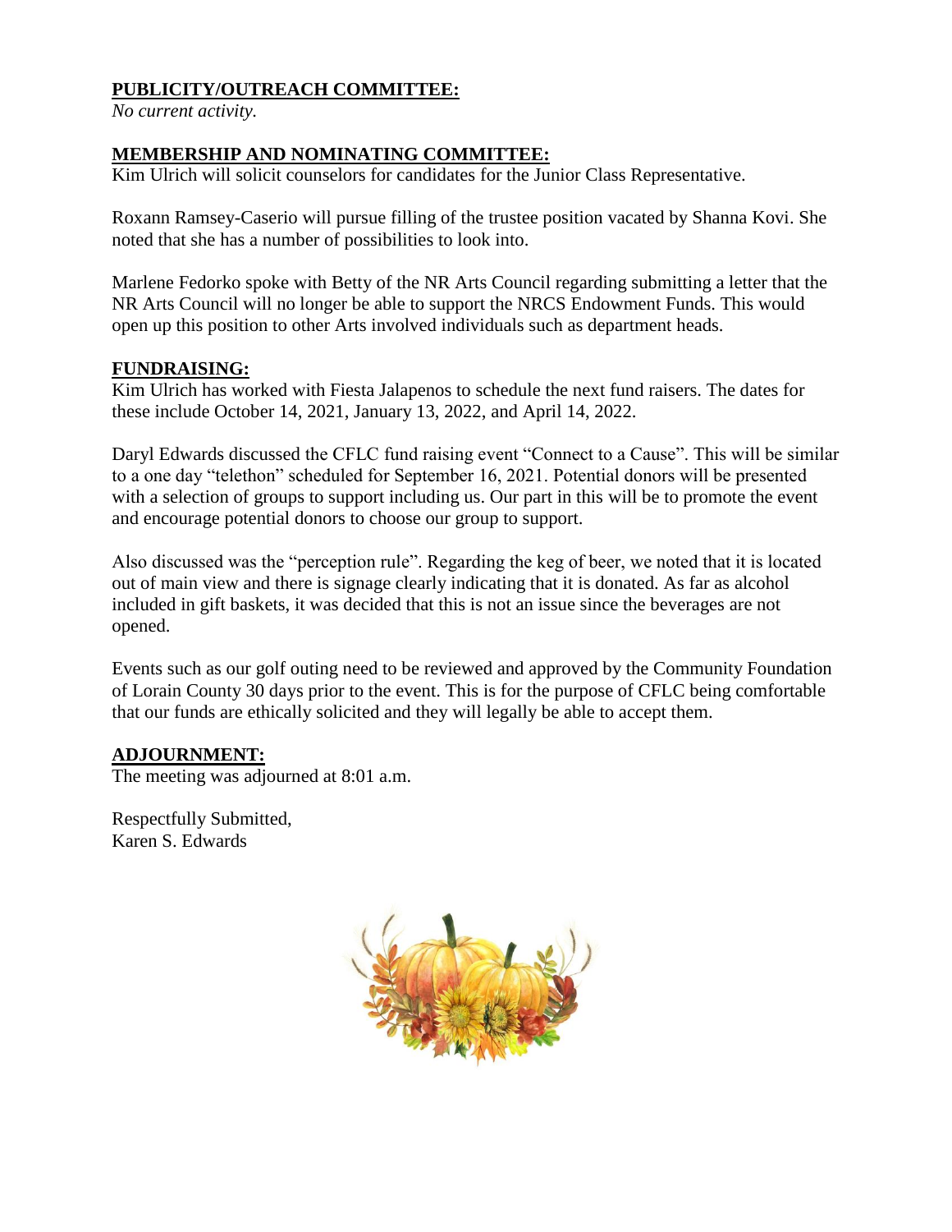**PUBLICITY/OUTREACH COMMITTEE:**

*No current activity.*

**MEMBERSHIP AND NOMINATING COMMITTEE:**

Kim Ulrich will solicit counselors for candidates for the Junior Class Representative.

Roxann Ramsey-Caserio will pursue filling of the trustee position vacated by Shanna Kovi. She noted that she has a number of possibilities to look into.

Marlene Fedorko spoke with Betty of the NR Arts Council regarding submitting a letter that the NR Arts Council will no longer be able to support the NRCS Endowment Funds. This would open up this position to other Arts involved individuals such as department heads.

**FUNDRAISING:**

Kim Ulrich has worked with Fiesta Jalapenos to schedule the next fund raisers. The dates for these include October 14, 2021, January 13, 2022, and April 14, 2022.

Daryl Edwards discussed the CFLC fund raising event "Connect to a Cause". This will be similar to a one day "telethon" scheduled for September 16, 2021. Potential donors will be presented with a selection of groups to support including us. Our part in this will be to promote the event and encourage potential donors to choose our group to support.

Also discussed was the "perception rule". Regarding the keg of beer, we noted that it is located out of main view and there is signage clearly indicating that it is donated. As far as alcohol included in gift baskets, it was decided that this is not an issue since the beverages are not opened.

Events such as our golf outing need to be reviewed and approved by the Community Foundation of Lorain County 30 days prior to the event. This is for the purpose of CFLC being comfortable that our funds are ethically solicited and they will legally be able to accept them.

**ADJOURNMENT:**

The meeting was adjourned at 8:01 a.m.

Respectfully Submitted,
Karen S. Edwards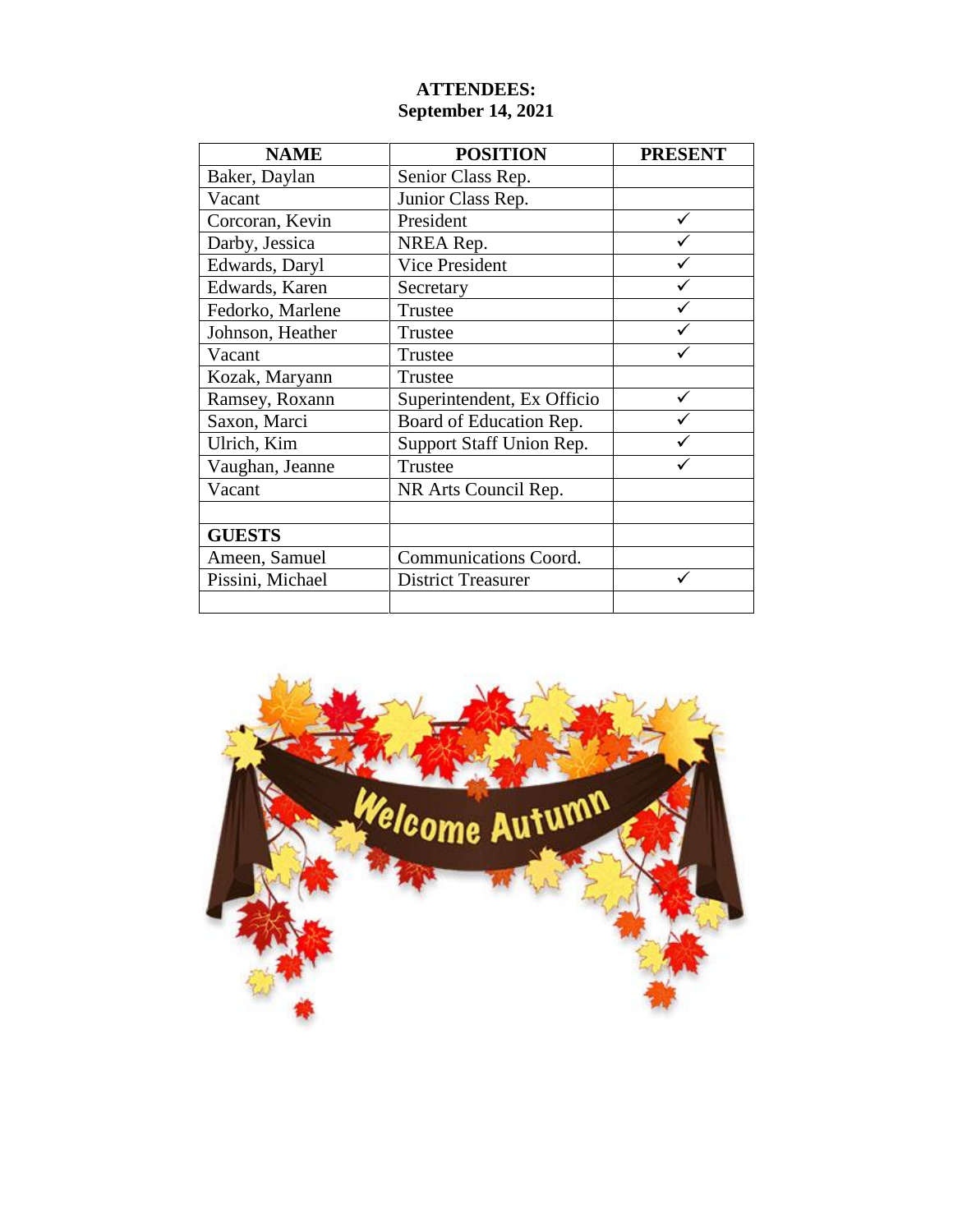**ATTENDEES:**
**September 14, 2021**

| NAME | POSITION | PRESENT |
|---|---|---|
| Baker, Daylan | Senior Class Rep. | |
| Vacant | Junior Class Rep. | |
| Corcoran, Kevin | President | ✓ |
| Darby, Jessica | NREA Rep. | ✓ |
| Edwards, Daryl | Vice President | ✓ |
| Edwards, Karen | Secretary | ✓ |
| Fedorko, Marlene | Trustee | ✓ |
| Johnson, Heather | Trustee | ✓ |
| Vacant | Trustee | ✓ |
| Kozak, Maryann | Trustee | |
| Ramsey, Roxann | Superintendent, Ex Officio | ✓ |
| Saxon, Marci | Board of Education Rep. | ✓ |
| Ulrich, Kim | Support Staff Union Rep. | ✓ |
| Vaughan, Jeanne | Trustee | ✓ |
| Vacant | NR Arts Council Rep. | |
| | | |
| **GUESTS** | | |
| Ameen, Samuel | Communications Coord. | |
| Pissini, Michael | District Treasurer | ✓ |
| | | |

Welcome Autumn